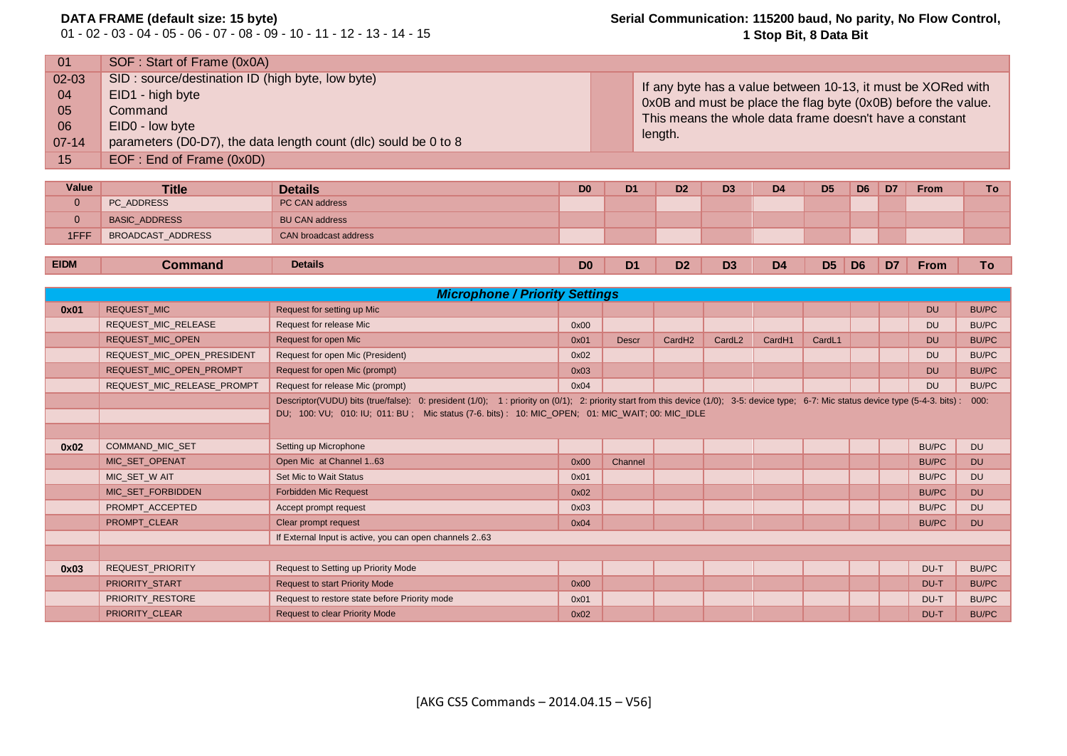**DATA FRAME (default size: 15 byte)**
01 - 02 - 03 - 04 - 05 - 06 - 07 - 08 - 09 - 10 - 11 - 12 - 13 - 14 - 15

**Serial Communication: 115200 baud, No parity, No Flow Control, 1 Stop Bit, 8 Data Bit**

| | | |
|---|---|---|
| 01 | SOF : Start of Frame (0x0A) | |
| 02-03 | SID : source/destination ID (high byte, low byte) | If any byte has a value between 10-13, it must be XORed with 0x0B and must be place the flag byte (0x0B) before the value. This means the whole data frame doesn't have a constant length. |
| 04 | EID1 - high byte | |
| 05 | Command | |
| 06 | EID0 - low byte | |
| 07-14 | parameters (D0-D7), the data length count (dlc) sould be 0 to 8 | |
| 15 | EOF : End of Frame (0x0D) | |

| Value | Title | Details | D0 | D1 | D2 | D3 | D4 | D5 | D6 | D7 | From | To |
|---|---|---|---|---|---|---|---|---|---|---|---|---|
| 0 | PC_ADDRESS | PC CAN address | | | | | | | | | | |
| 0 | BASIC_ADDRESS | BU CAN address | | | | | | | | | | |
| 1FFF | BROADCAST_ADDRESS | CAN broadcast address | | | | | | | | | | |

| EIDM | Command | Details | D0 | D1 | D2 | D3 | D4 | D5 | D6 | D7 | From | To |
|---|---|---|---|---|---|---|---|---|---|---|---|---|
| | | ***Microphone / Priority Settings*** | | | | | | | | | | |
| **0x01** | REQUEST_MIC | Request for setting up Mic | | | | | | | | | DU | BU/PC |
| | REQUEST_MIC_RELEASE | Request for release Mic | 0x00 | | | | | | | | DU | BU/PC |
| | REQUEST_MIC_OPEN | Request for open Mic | 0x01 | Descr | CardH2 | CardL2 | CardH1 | CardL1 | | | DU | BU/PC |
| | REQUEST_MIC_OPEN_PRESIDENT | Request for open Mic (President) | 0x02 | | | | | | | | DU | BU/PC |
| | REQUEST_MIC_OPEN_PROMPT | Request for open Mic (prompt) | 0x03 | | | | | | | | DU | BU/PC |
| | REQUEST_MIC_RELEASE_PROMPT | Request for release Mic (prompt) | 0x04 | | | | | | | | DU | BU/PC |
| | | Descriptor(VUDU) bits (true/false): 0: president (1/0); 1 : priority on (0/1); 2: priority start from this device (1/0); 3-5: device type; 6-7: Mic status device type (5-4-3. bits) : 000: DU; 100: VU; 010: IU; 011: BU ; Mic status (7-6. bits) : 10: MIC_OPEN; 01: MIC_WAIT; 00: MIC_IDLE | | | | | | | | | | |
| **0x02** | COMMAND_MIC_SET | Setting up Microphone | | | | | | | | | BU/PC | DU |
| | MIC_SET_OPENAT | Open Mic at Channel 1..63 | 0x00 | Channel | | | | | | | BU/PC | DU |
| | MIC_SET_W AIT | Set Mic to Wait Status | 0x01 | | | | | | | | BU/PC | DU |
| | MIC_SET_FORBIDDEN | Forbidden Mic Request | 0x02 | | | | | | | | BU/PC | DU |
| | PROMPT_ACCEPTED | Accept prompt request | 0x03 | | | | | | | | BU/PC | DU |
| | PROMPT_CLEAR | Clear prompt request | 0x04 | | | | | | | | BU/PC | DU |
| | | If External Input is active, you can open channels 2..63 | | | | | | | | | | |
| **0x03** | REQUEST_PRIORITY | Request to Setting up Priority Mode | | | | | | | | | DU-T | BU/PC |
| | PRIORITY_START | Request to start Priority Mode | 0x00 | | | | | | | | DU-T | BU/PC |
| | PRIORITY_RESTORE | Request to restore state before Priority mode | 0x01 | | | | | | | | DU-T | BU/PC |
| | PRIORITY_CLEAR | Request to clear Priority Mode | 0x02 | | | | | | | | DU-T | BU/PC |

[AKG CS5 Commands – 2014.04.15 – V56]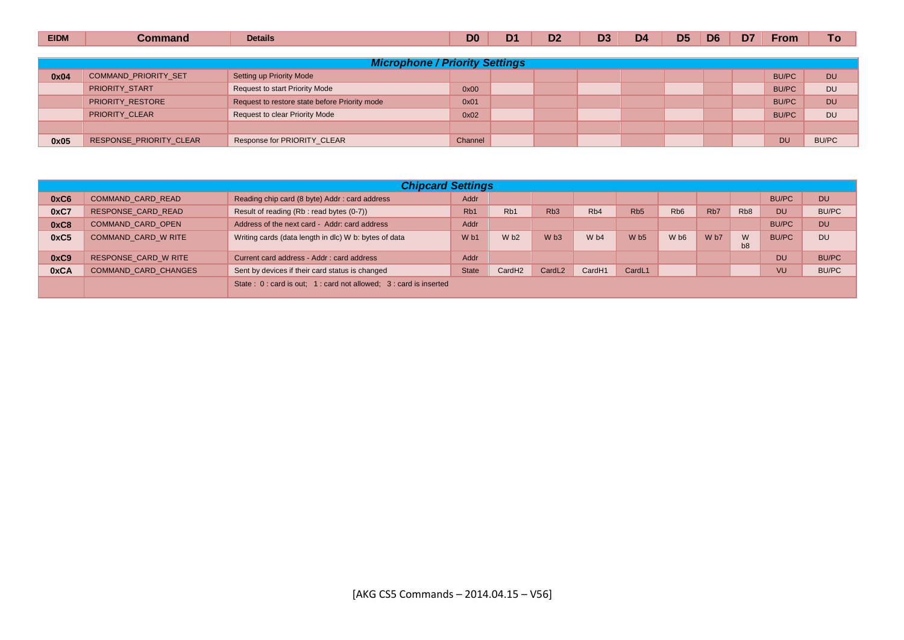| EIDM | Command | Details | D0 | D1 | D2 | D3 | D4 | D5 | D6 | D7 | From | To |
|---|---|---|---|---|---|---|---|---|---|---|---|---|
| ***Microphone / Priority Settings*** | | | | | | | | | | | | |
| **0x04** | COMMAND_PRIORITY_SET | Setting up Priority Mode | | | | | | | | | BU/PC | DU |
| | PRIORITY_START | Request to start Priority Mode | 0x00 | | | | | | | | BU/PC | DU |
| | PRIORITY_RESTORE | Request to restore state before Priority mode | 0x01 | | | | | | | | BU/PC | DU |
| | PRIORITY_CLEAR | Request to clear Priority Mode | 0x02 | | | | | | | | BU/PC | DU |
| | | | | | | | | | | | | |
| **0x05** | RESPONSE_PRIORITY_CLEAR | Response for PRIORITY_CLEAR | Channel | | | | | | | | DU | BU/PC |

| EIDM | Command | Details | D0 | D1 | D2 | D3 | D4 | D5 | D6 | D7 | From | To |
|---|---|---|---|---|---|---|---|---|---|---|---|---|
| ***Chipcard Settings*** | | | | | | | | | | | | |
| **0xC6** | COMMAND_CARD_READ | Reading chip card (8 byte) Addr : card address | Addr | | | | | | | | BU/PC | DU |
| **0xC7** | RESPONSE_CARD_READ | Result of reading (Rb : read bytes (0-7)) | Rb1 | Rb1 | Rb3 | Rb4 | Rb5 | Rb6 | Rb7 | Rb8 | DU | BU/PC |
| **0xC8** | COMMAND_CARD_OPEN | Address of the next card - Addr: card address | Addr | | | | | | | | BU/PC | DU |
| **0xC5** | COMMAND_CARD_W RITE | Writing cards (data length in dlc) W b: bytes of data | W b1 | W b2 | W b3 | W b4 | W b5 | W b6 | W b7 | W b8 | BU/PC | DU |
| **0xC9** | RESPONSE_CARD_W RITE | Current card address - Addr : card address | Addr | | | | | | | | DU | BU/PC |
| **0xCA** | COMMAND_CARD_CHANGES | Sent by devices if their card status is changed | State | CardH2 | CardL2 | CardH1 | CardL1 | | | | VU | BU/PC |
| | | State : 0 : card is out; 1 : card not allowed; 3 : card is inserted | | | | | | | | | | |

[AKG CS5 Commands – 2014.04.15 – V56]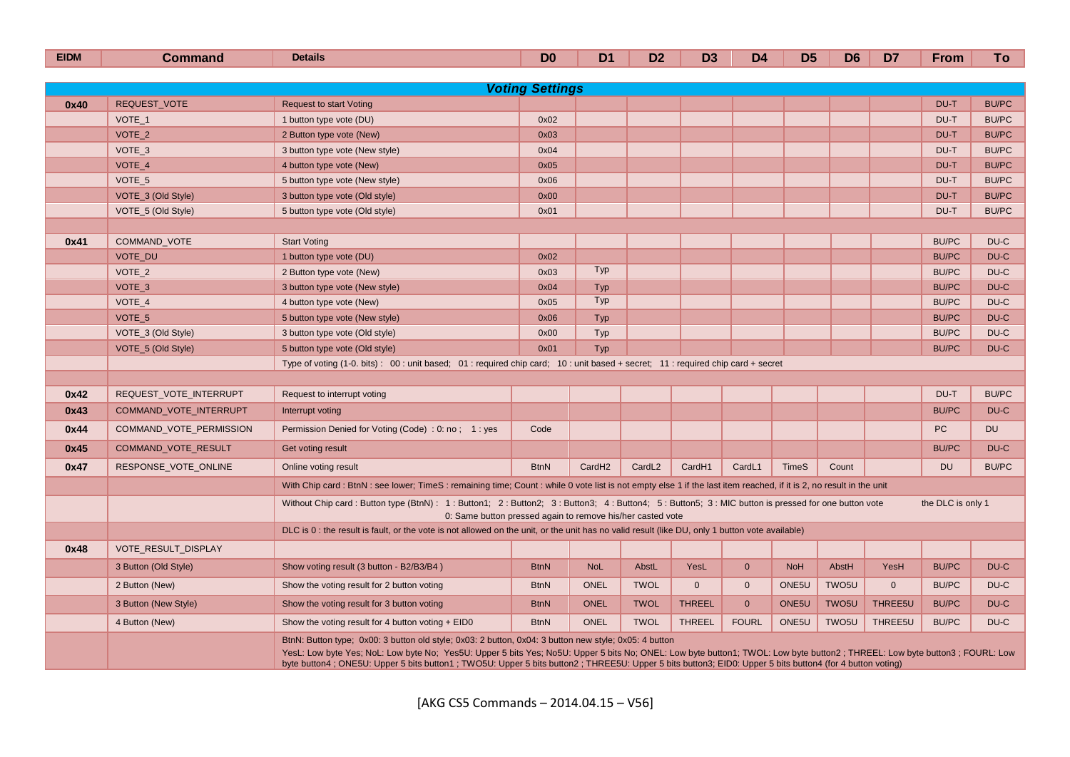| EIDM | Command | Details | D0 | D1 | D2 | D3 | D4 | D5 | D6 | D7 | From | To |
|---|---|---|---|---|---|---|---|---|---|---|---|---|
| ***Voting Settings*** | | | | | | | | | | | | |
| **0x40** | REQUEST_VOTE | Request to start Voting | | | | | | | | | DU-T | BU/PC |
| | VOTE_1 | 1 button type vote (DU) | 0x02 | | | | | | | | DU-T | BU/PC |
| | VOTE_2 | 2 Button type vote (New) | 0x03 | | | | | | | | DU-T | BU/PC |
| | VOTE_3 | 3 button type vote (New style) | 0x04 | | | | | | | | DU-T | BU/PC |
| | VOTE_4 | 4 button type vote (New) | 0x05 | | | | | | | | DU-T | BU/PC |
| | VOTE_5 | 5 button type vote (New style) | 0x06 | | | | | | | | DU-T | BU/PC |
| | VOTE_3 (Old Style) | 3 button type vote (Old style) | 0x00 | | | | | | | | DU-T | BU/PC |
| | VOTE_5 (Old Style) | 5 button type vote (Old style) | 0x01 | | | | | | | | DU-T | BU/PC |
| | | | | | | | | | | | | |
| **0x41** | COMMAND_VOTE | Start Voting | | | | | | | | | BU/PC | DU-C |
| | VOTE_DU | 1 button type vote (DU) | 0x02 | | | | | | | | BU/PC | DU-C |
| | VOTE_2 | 2 Button type vote (New) | 0x03 | Typ | | | | | | | BU/PC | DU-C |
| | VOTE_3 | 3 button type vote (New style) | 0x04 | Typ | | | | | | | BU/PC | DU-C |
| | VOTE_4 | 4 button type vote (New) | 0x05 | Typ | | | | | | | BU/PC | DU-C |
| | VOTE_5 | 5 button type vote (New style) | 0x06 | Typ | | | | | | | BU/PC | DU-C |
| | VOTE_3 (Old Style) | 3 button type vote (Old style) | 0x00 | Typ | | | | | | | BU/PC | DU-C |
| | VOTE_5 (Old Style) | 5 button type vote (Old style) | 0x01 | Typ | | | | | | | BU/PC | DU-C |
| | | Type of voting (1-0. bits) : 00 : unit based; 01 : required chip card; 10 : unit based + secret; 11 : required chip card + secret | | | | | | | | | | |
| | | | | | | | | | | | | |
| **0x42** | REQUEST_VOTE_INTERRUPT | Request to interrupt voting | | | | | | | | | DU-T | BU/PC |
| **0x43** | COMMAND_VOTE_INTERRUPT | Interrupt voting | | | | | | | | | BU/PC | DU-C |
| **0x44** | COMMAND_VOTE_PERMISSION | Permission Denied for Voting (Code) : 0: no ; 1 : yes | Code | | | | | | | | PC | DU |
| **0x45** | COMMAND_VOTE_RESULT | Get voting result | | | | | | | | | BU/PC | DU-C |
| **0x47** | RESPONSE_VOTE_ONLINE | Online voting result | BtnN | CardH2 | CardL2 | CardH1 | CardL1 | TimeS | Count | | DU | BU/PC |
| | | With Chip card : BtnN : see lower; TimeS : remaining time; Count : while 0 vote list is not empty else 1 if the last item reached, if it is 2, no result in the unit | | | | | | | | | | |
| | | Without Chip card : Button type (BtnN) : 1 : Button1; 2 : Button2; 3 : Button3; 4 : Button4; 5 : Button5; 3 : MIC button is pressed for one button vote 0: Same button pressed again to remove his/her casted vote | | | | | | | | | the DLC is only 1 | |
| | | DLC is 0 : the result is fault, or the vote is not allowed on the unit, or the unit has no valid result (like DU, only 1 button vote available) | | | | | | | | | | |
| **0x48** | VOTE_RESULT_DISPLAY | | | | | | | | | | | |
| | 3 Button (Old Style) | Show voting result (3 button - B2/B3/B4 ) | BtnN | NoL | AbstL | YesL | 0 | NoH | AbstH | YesH | BU/PC | DU-C |
| | 2 Button (New) | Show the voting result for 2 button voting | BtnN | ONEL | TWOL | 0 | 0 | ONE5U | TWO5U | 0 | BU/PC | DU-C |
| | 3 Button (New Style) | Show the voting result for 3 button voting | BtnN | ONEL | TWOL | THREEL | 0 | ONE5U | TWO5U | THREE5U | BU/PC | DU-C |
| | 4 Button (New) | Show the voting result for 4 button voting + EID0 | BtnN | ONEL | TWOL | THREEL | FOURL | ONE5U | TWO5U | THREE5U | BU/PC | DU-C |
| | | BtnN: Button type; 0x00: 3 button old style; 0x03: 2 button, 0x04: 3 button new style; 0x05: 4 button<br>YesL: Low byte Yes; NoL: Low byte No; Yes5U: Upper 5 bits Yes; No5U: Upper 5 bits No; ONEL: Low byte button1; TWOL: Low byte button2 ; THREEL: Low byte button3 ; FOURL: Low byte button4 ; ONE5U: Upper 5 bits button1 ; TWO5U: Upper 5 bits button2 ; THREE5U: Upper 5 bits button3; EID0: Upper 5 bits button4 (for 4 button voting) | | | | | | | | | | |

[AKG CS5 Commands – 2014.04.15 – V56]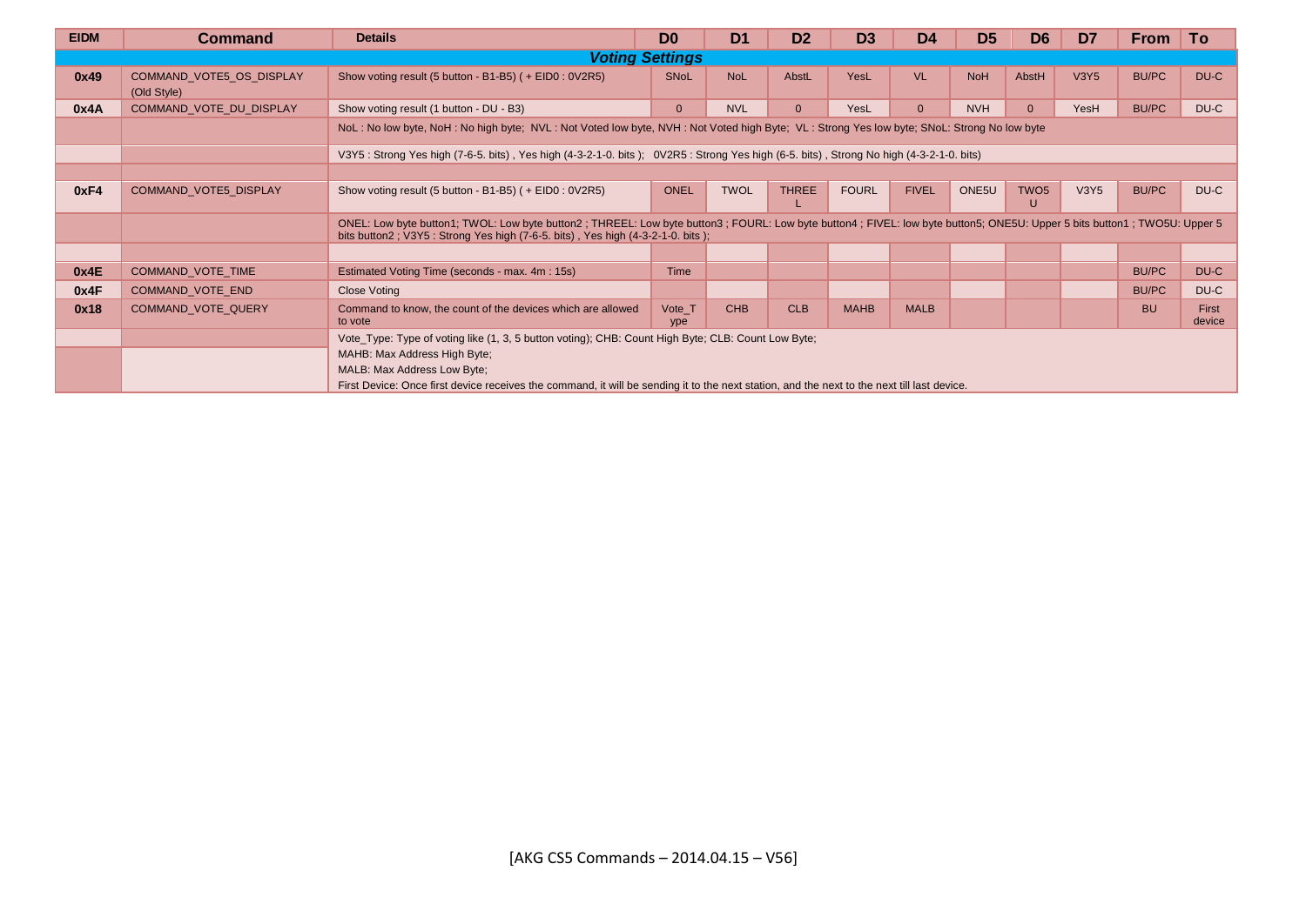| EIDM | Command | Details | D0 | D1 | D2 | D3 | D4 | D5 | D6 | D7 | From | To |
|---|---|---|---|---|---|---|---|---|---|---|---|---|
| ***Voting Settings*** | | | | | | | | | | | | |
| **0x49** | COMMAND_VOTE5_OS_DISPLAY (Old Style) | Show voting result (5 button - B1-B5) ( + EID0 : 0V2R5) | SNoL | NoL | AbstL | YesL | VL | NoH | AbstH | V3Y5 | BU/PC | DU-C |
| **0x4A** | COMMAND_VOTE_DU_DISPLAY | Show voting result (1 button - DU - B3) | 0 | NVL | 0 | YesL | 0 | NVH | 0 | YesH | BU/PC | DU-C |
| | | NoL : No low byte, NoH : No high byte; NVL : Not Voted low byte, NVH : Not Voted high Byte; VL : Strong Yes low byte; SNoL: Strong No low byte | | | | | | | | | | |
| | | V3Y5 : Strong Yes high (7-6-5. bits) , Yes high (4-3-2-1-0. bits ); 0V2R5 : Strong Yes high (6-5. bits) , Strong No high (4-3-2-1-0. bits) | | | | | | | | | | |
| | | | | | | | | | | | | |
| **0xF4** | COMMAND_VOTE5_DISPLAY | Show voting result (5 button - B1-B5) ( + EID0 : 0V2R5) | ONEL | TWOL | THREEL | FOURL | FIVEL | ONE5U | TWO5U | V3Y5 | BU/PC | DU-C |
| | | ONEL: Low byte button1; TWOL: Low byte button2 ; THREEL: Low byte button3 ; FOURL: Low byte button4 ; FIVEL: low byte button5; ONE5U: Upper 5 bits button1 ; TWO5U: Upper 5 bits button2 ; V3Y5 : Strong Yes high (7-6-5. bits) , Yes high (4-3-2-1-0. bits ); | | | | | | | | | | |
| | | | | | | | | | | | | |
| **0x4E** | COMMAND_VOTE_TIME | Estimated Voting Time (seconds - max. 4m : 15s) | Time | | | | | | | | BU/PC | DU-C |
| **0x4F** | COMMAND_VOTE_END | Close Voting | | | | | | | | | BU/PC | DU-C |
| **0x18** | COMMAND_VOTE_QUERY | Command to know, the count of the devices which are allowed to vote | Vote_Type | CHB | CLB | MAHB | MALB | | | | BU | First device |
| | | Vote_Type: Type of voting like (1, 3, 5 button voting); CHB: Count High Byte; CLB: Count Low Byte; | | | | | | | | | | |
| | | MAHB: Max Address High Byte;<br>MALB: Max Address Low Byte;<br>First Device: Once first device receives the command, it will be sending it to the next station, and the next to the next till last device. | | | | | | | | | | |

[AKG CS5 Commands – 2014.04.15 – V56]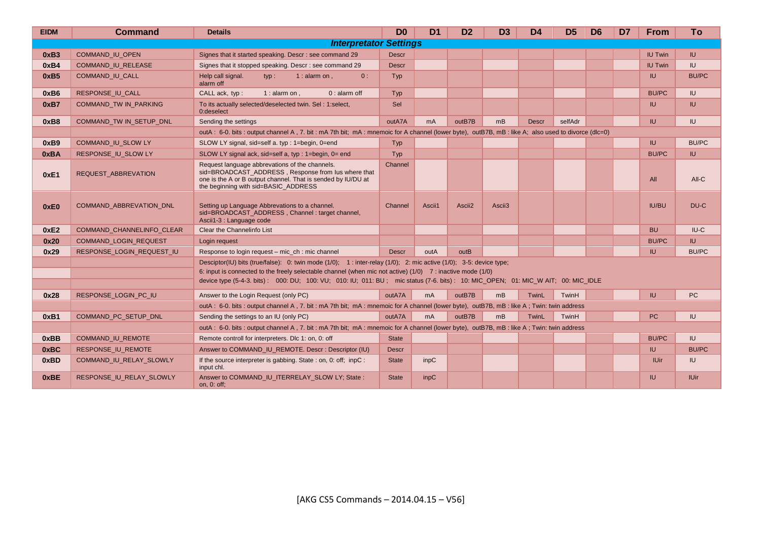| EIDM | Command | Details | D0 | D1 | D2 | D3 | D4 | D5 | D6 | D7 | From | To |
|---|---|---|---|---|---|---|---|---|---|---|---|---|
| | | ***Interpretator Settings*** | | | | | | | | | | |
| **0xB3** | COMMAND_IU_OPEN | Signes that it started speaking. Descr : see command 29 | Descr | | | | | | | | IU Twin | IU |
| **0xB4** | COMMAND_IU_RELEASE | Signes that it stopped speaking. Descr : see command 29 | Descr | | | | | | | | IU Twin | IU |
| **0xB5** | COMMAND_IU_CALL | Help call signal. typ : 1 : alarm on , 0 : alarm off | Typ | | | | | | | | IU | BU/PC |
| **0xB6** | RESPONSE_IU_CALL | CALL ack, typ : 1 : alarm on , 0 : alarm off | Typ | | | | | | | | BU/PC | IU |
| **0xB7** | COMMAND_TW IN_PARKING | To its actually selected/deselected twin. Sel : 1:select, 0:deselect | Sel | | | | | | | | IU | IU |
| **0xB8** | COMMAND_TW IN_SETUP_DNL | Sending the settings | outA7A | mA | outB7B | mB | Descr | selfAdr | | | IU | IU |
| | | outA : 6-0. bits : output channel A , 7. bit : mA 7th bit; mA : mnemoic for A channel (lower byte), outB7B, mB : like A; also used to divorce (dlc=0) | | | | | | | | | | |
| **0xB9** | COMMAND_IU_SLOW LY | SLOW LY signal, sid=self a. typ : 1=begin, 0=end | Typ | | | | | | | | IU | BU/PC |
| **0xBA** | RESPONSE_IU_SLOW LY | SLOW LY signal ack, sid=self a, typ : 1=begin, 0= end | Typ | | | | | | | | BU/PC | IU |
| **0xE1** | REQUEST_ABBREVATION | Request language abbrevations of the channels. sid=BROADCAST_ADDRESS , Response from Ius where that one is the A or B output channel. That is sended by IU/DU at the beginning with sid=BASIC_ADDRESS | Channel | | | | | | | | All | All-C |
| **0xE0** | COMMAND_ABBREVATION_DNL | Setting up Language Abbrevations to a channel. sid=BROADCAST_ADDRESS , Channel : target channel, Ascii1-3 : Language code | Channel | Ascii1 | Ascii2 | Ascii3 | | | | | IU/BU | DU-C |
| **0xE2** | COMMAND_CHANNELINFO_CLEAR | Clear the Channelinfo List | | | | | | | | | BU | IU-C |
| **0x20** | COMMAND_LOGIN_REQUEST | Login request | | | | | | | | | BU/PC | IU |
| **0x29** | RESPONSE_LOGIN_REQUEST_IU | Response to login request – mic_ch : mic channel | Descr | outA | outB | | | | | | IU | BU/PC |
| | | Desciptor(IU) bits (true/false): 0: twin mode (1/0); 1 : inter-relay (1/0); 2: mic active (1/0); 3-5: device type; 6: input is connected to the freely selectable channel (when mic not active) (1/0) 7 : inactive mode (1/0) device type (5-4-3. bits) : 000: DU; 100: VU; 010: IU; 011: BU ; mic status (7-6. bits) : 10: MIC_OPEN; 01: MIC_W AIT; 00: MIC_IDLE | | | | | | | | | | |
| **0x28** | RESPONSE_LOGIN_PC_IU | Answer to the Login Request (only PC) | outA7A | mA | outB7B | mB | TwinL | TwinH | | | IU | PC |
| | | outA : 6-0. bits : output channel A , 7. bit : mA 7th bit; mA : mnemoic for A channel (lower byte), outB7B, mB : like A ; Twin: twin address | | | | | | | | | | |
| **0xB1** | COMMAND_PC_SETUP_DNL | Sending the settings to an IU (only PC) | outA7A | mA | outB7B | mB | TwinL | TwinH | | | PC | IU |
| | | outA : 6-0. bits : output channel A , 7. bit : mA 7th bit; mA : mnemoic for A channel (lower byte), outB7B, mB : like A ; Twin: twin address | | | | | | | | | | |
| **0xBB** | COMMAND_IU_REMOTE | Remote controll for interpreters. Dlc 1: on, 0: off | State | | | | | | | | BU/PC | IU |
| **0xBC** | RESPONSE_IU_REMOTE | Answer to COMMAND_IU_REMOTE. Descr : Descriptor (IU) | Descr | | | | | | | | IU | BU/PC |
| **0xBD** | COMMAND_IU_RELAY_SLOWLY | If the source interpreter is gabbing. State : on, 0: off; inpC : input chl. | State | inpC | | | | | | | IUir | IU |
| **0xBE** | RESPONSE_IU_RELAY_SLOWLY | Answer to COMMAND_IU_ITERRELAY_SLOW LY; State : on, 0: off; | State | inpC | | | | | | | IU | IUir |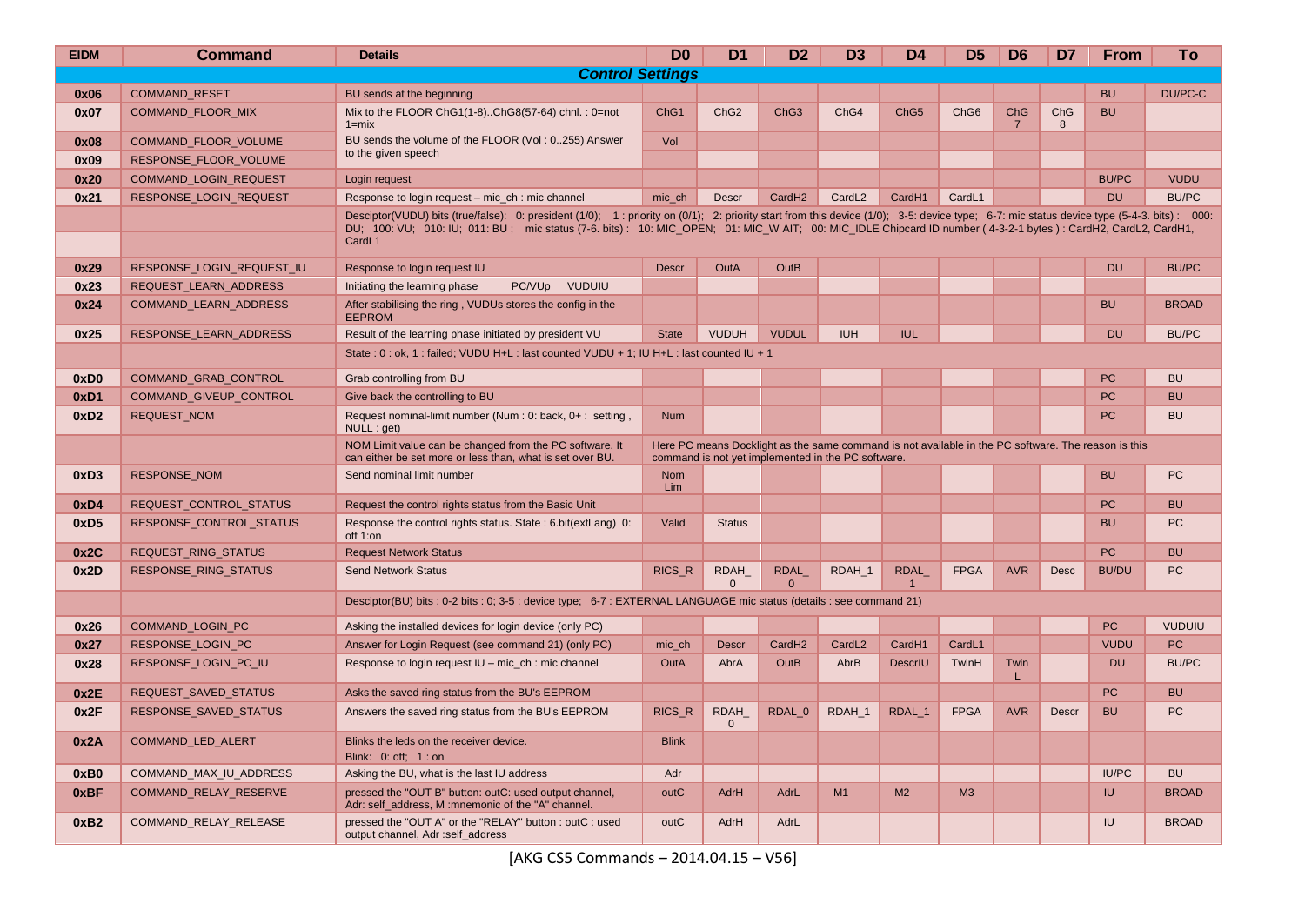| EIDM | Command | Details | D0 | D1 | D2 | D3 | D4 | D5 | D6 | D7 | From | To |
|---|---|---|---|---|---|---|---|---|---|---|---|---|
| ***Control Settings*** | | | | | | | | | | | | |
| 0x06 | COMMAND_RESET | BU sends at the beginning | | | | | | | | | BU | DU/PC-C |
| 0x07 | COMMAND_FLOOR_MIX | Mix to the FLOOR ChG1(1-8)..ChG8(57-64) chnl. : 0=not 1=mix | ChG1 | ChG2 | ChG3 | ChG4 | ChG5 | ChG6 | ChG 7 | ChG 8 | BU | |
| 0x08 | COMMAND_FLOOR_VOLUME | BU sends the volume of the FLOOR (Vol : 0..255) Answer to the given speech | Vol | | | | | | | | | |
| 0x09 | RESPONSE_FLOOR_VOLUME | | | | | | | | | | | |
| 0x20 | COMMAND_LOGIN_REQUEST | Login request | | | | | | | | | BU/PC | VUDU |
| 0x21 | RESPONSE_LOGIN_REQUEST | Response to login request – mic_ch : mic channel | mic_ch | Descr | CardH2 | CardL2 | CardH1 | CardL1 | | | DU | BU/PC |
| | | Desciptor(VUDU) bits (true/false): 0: president (1/0); 1 : priority on (0/1); 2: priority start from this device (1/0); 3-5: device type; 6-7: mic status device type (5-4-3. bits) : 000: DU; 100: VU; 010: IU; 011: BU ; mic status (7-6. bits) : 10: MIC_OPEN; 01: MIC_W AIT; 00: MIC_IDLE Chipcard ID number ( 4-3-2-1 bytes ) : CardH2, CardL2, CardH1, CardL1 | | | | | | | | | | |
| 0x29 | RESPONSE_LOGIN_REQUEST_IU | Response to login request IU | Descr | OutA | OutB | | | | | | DU | BU/PC |
| 0x23 | REQUEST_LEARN_ADDRESS | Initiating the learning phase PC/VUp VUDUIU | | | | | | | | | | |
| 0x24 | COMMAND_LEARN_ADDRESS | After stabilising the ring , VUDUs stores the config in the EEPROM | | | | | | | | | BU | BROAD |
| 0x25 | RESPONSE_LEARN_ADDRESS | Result of the learning phase initiated by president VU | State | VUDUH | VUDUL | IUH | IUL | | | | DU | BU/PC |
| | | State : 0 : ok, 1 : failed; VUDU H+L : last counted VUDU + 1; IU H+L : last counted IU + 1 | | | | | | | | | | |
| 0xD0 | COMMAND_GRAB_CONTROL | Grab controlling from BU | | | | | | | | | PC | BU |
| 0xD1 | COMMAND_GIVEUP_CONTROL | Give back the controlling to BU | | | | | | | | | PC | BU |
| 0xD2 | REQUEST_NOM | Request nominal-limit number (Num : 0: back, 0+ : setting , NULL : get) | Num | | | | | | | | PC | BU |
| | | NOM Limit value can be changed from the PC software. It can either be set more or less than, what is set over BU. | Here PC means Docklight as the same command is not available in the PC software. The reason is this command is not yet implemented in the PC software. | | | | | | | | | |
| 0xD3 | RESPONSE_NOM | Send nominal limit number | Nom Lim | | | | | | | | BU | PC |
| 0xD4 | REQUEST_CONTROL_STATUS | Request the control rights status from the Basic Unit | | | | | | | | | PC | BU |
| 0xD5 | RESPONSE_CONTROL_STATUS | Response the control rights status. State : 6.bit(extLang) 0: off 1:on | Valid | Status | | | | | | | BU | PC |
| 0x2C | REQUEST_RING_STATUS | Request Network Status | | | | | | | | | PC | BU |
| 0x2D | RESPONSE_RING_STATUS | Send Network Status | RICS_R | RDAH_0 | RDAL_0 | RDAH_1 | RDAL_1 | FPGA | AVR | Desc | BU/DU | PC |
| | | Desciptor(BU) bits : 0-2 bits : 0; 3-5 : device type; 6-7 : EXTERNAL LANGUAGE mic status (details : see command 21) | | | | | | | | | | |
| 0x26 | COMMAND_LOGIN_PC | Asking the installed devices for login device (only PC) | | | | | | | | | PC | VUDUIU |
| 0x27 | RESPONSE_LOGIN_PC | Answer for Login Request (see command 21) (only PC) | mic_ch | Descr | CardH2 | CardL2 | CardH1 | CardL1 | | | VUDU | PC |
| 0x28 | RESPONSE_LOGIN_PC_IU | Response to login request IU – mic_ch : mic channel | OutA | AbrA | OutB | AbrB | DescrIU | TwinH | Twin L | | DU | BU/PC |
| 0x2E | REQUEST_SAVED_STATUS | Asks the saved ring status from the BU's EEPROM | | | | | | | | | PC | BU |
| 0x2F | RESPONSE_SAVED_STATUS | Answers the saved ring status from the BU's EEPROM | RICS_R | RDAH_0 | RDAL_0 | RDAH_1 | RDAL_1 | FPGA | AVR | Descr | BU | PC |
| 0x2A | COMMAND_LED_ALERT | Blinks the leds on the receiver device. Blink: 0: off; 1 : on | Blink | | | | | | | | | |
| 0xB0 | COMMAND_MAX_IU_ADDRESS | Asking the BU, what is the last IU address | Adr | | | | | | | | IU/PC | BU |
| 0xBF | COMMAND_RELAY_RESERVE | pressed the "OUT B" button: outC: used output channel, Adr: self_address, M :mnemonic of the "A" channel. | outC | AdrH | AdrL | M1 | M2 | M3 | | | IU | BROAD |
| 0xB2 | COMMAND_RELAY_RELEASE | pressed the "OUT A" or the "RELAY" button : outC : used output channel, Adr :self_address | outC | AdrH | AdrL | | | | | | IU | BROAD |

[AKG CS5 Commands – 2014.04.15 – V56]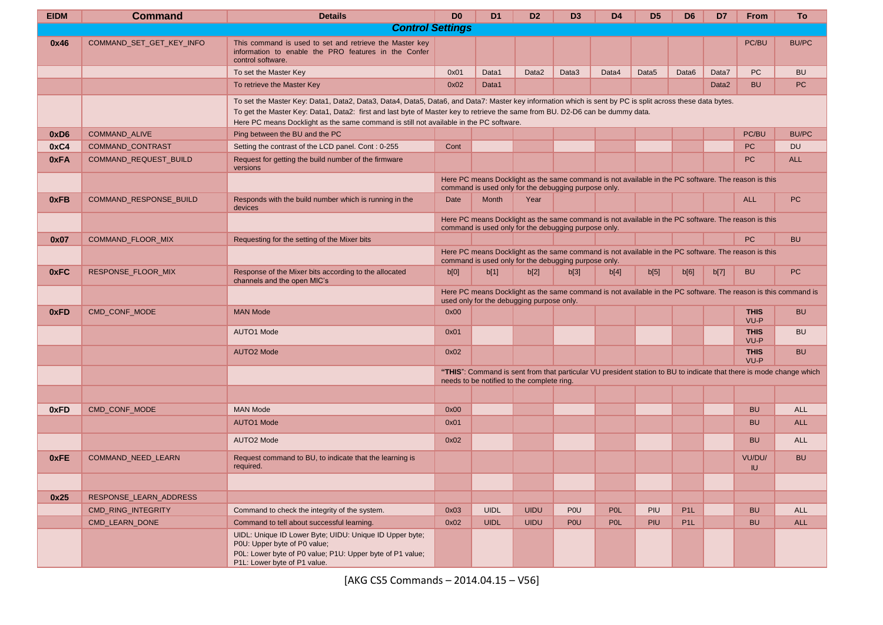| EIDM | Command | Details | D0 | D1 | D2 | D3 | D4 | D5 | D6 | D7 | From | To |
|---|---|---|---|---|---|---|---|---|---|---|---|---|
| ***Control Settings*** | | | | | | | | | | | | |
| **0x46** | COMMAND_SET_GET_KEY_INFO | This command is used to set and retrieve the Master key information to enable the PRO features in the Confer control software. | | | | | | | | | PC/BU | BU/PC |
| | | To set the Master Key | 0x01 | Data1 | Data2 | Data3 | Data4 | Data5 | Data6 | Data7 | PC | BU |
| | | To retrieve the Master Key | 0x02 | Data1 | | | | | | Data2 | BU | PC |
| | | To set the Master Key: Data1, Data2, Data3, Data4, Data5, Data6, and Data7: Master key information which is sent by PC is split across these data bytes. To get the Master Key: Data1, Data2: first and last byte of Master key to retrieve the same from BU. D2-D6 can be dummy data. Here PC means Docklight as the same command is still not available in the PC software. | | | | | | | | | | |
| **0xD6** | COMMAND_ALIVE | Ping between the BU and the PC | | | | | | | | | PC/BU | BU/PC |
| **0xC4** | COMMAND_CONTRAST | Setting the contrast of the LCD panel. Cont : 0-255 | Cont | | | | | | | | PC | DU |
| **0xFA** | COMMAND_REQUEST_BUILD | Request for getting the build number of the firmware versions | | | | | | | | | PC | ALL |
| | | | Here PC means Docklight as the same command is not available in the PC software. The reason is this command is used only for the debugging purpose only. | | | | | | | | | |
| **0xFB** | COMMAND_RESPONSE_BUILD | Responds with the build number which is running in the devices | Date | Month | Year | | | | | | ALL | PC |
| | | | Here PC means Docklight as the same command is not available in the PC software. The reason is this command is used only for the debugging purpose only. | | | | | | | | | |
| **0x07** | COMMAND_FLOOR_MIX | Requesting for the setting of the Mixer bits | | | | | | | | | PC | BU |
| | | | Here PC means Docklight as the same command is not available in the PC software. The reason is this command is used only for the debugging purpose only. | | | | | | | | | |
| **0xFC** | RESPONSE_FLOOR_MIX | Response of the Mixer bits according to the allocated channels and the open MIC's | b[0] | b[1] | b[2] | b[3] | b[4] | b[5] | b[6] | b[7] | BU | PC |
| | | | Here PC means Docklight as the same command is not available in the PC software. The reason is this command is used only for the debugging purpose only. | | | | | | | | | |
| **0xFD** | CMD_CONF_MODE | MAN Mode | 0x00 | | | | | | | | **THIS** VU-P | BU |
| | | AUTO1 Mode | 0x01 | | | | | | | | **THIS** VU-P | BU |
| | | AUTO2 Mode | 0x02 | | | | | | | | **THIS** VU-P | BU |
| | | | **"THIS"**: Command is sent from that particular VU president station to BU to indicate that there is mode change which needs to be notified to the complete ring. | | | | | | | | | |
| | | | | | | | | | | | | |
| **0xFD** | CMD_CONF_MODE | MAN Mode | 0x00 | | | | | | | | BU | ALL |
| | | AUTO1 Mode | 0x01 | | | | | | | | BU | ALL |
| | | AUTO2 Mode | 0x02 | | | | | | | | BU | ALL |
| **0xFE** | COMMAND_NEED_LEARN | Request command to BU, to indicate that the learning is required. | | | | | | | | | VU/DU/ IU | BU |
| | | | | | | | | | | | | |
| **0x25** | RESPONSE_LEARN_ADDRESS | | | | | | | | | | | |
| | CMD_RING_INTEGRITY | Command to check the integrity of the system. | 0x03 | UIDL | UIDU | P0U | P0L | PIU | P1L | | BU | ALL |
| | CMD_LEARN_DONE | Command to tell about successful learning. | 0x02 | UIDL | UIDU | P0U | P0L | PIU | P1L | | BU | ALL |
| | | UIDL: Unique ID Lower Byte; UIDU: Unique ID Upper byte; P0U: Upper byte of P0 value; P0L: Lower byte of P0 value; P1U: Upper byte of P1 value; P1L: Lower byte of P1 value. | | | | | | | | | | |

[AKG CS5 Commands – 2014.04.15 – V56]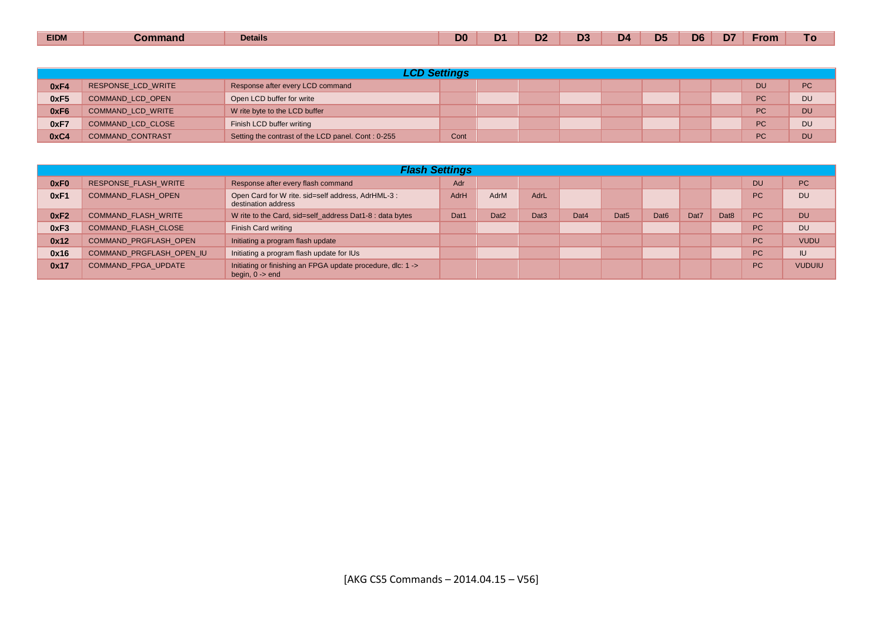| EIDM | Command | Details | D0 | D1 | D2 | D3 | D4 | D5 | D6 | D7 | From | To |
|---|---|---|---|---|---|---|---|---|---|---|---|---|
| ***LCD Settings*** | | | | | | | | | | | | |
| **0xF4** | RESPONSE_LCD_WRITE | Response after every LCD command | | | | | | | | | DU | PC |
| **0xF5** | COMMAND_LCD_OPEN | Open LCD buffer for write | | | | | | | | | PC | DU |
| **0xF6** | COMMAND_LCD_WRITE | W rite byte to the LCD buffer | | | | | | | | | PC | DU |
| **0xF7** | COMMAND_LCD_CLOSE | Finish LCD buffer writing | | | | | | | | | PC | DU |
| **0xC4** | COMMAND_CONTRAST | Setting the contrast of the LCD panel. Cont : 0-255 | Cont | | | | | | | | PC | DU |
| ***Flash Settings*** | | | | | | | | | | | | |
| **0xF0** | RESPONSE_FLASH_WRITE | Response after every flash command | Adr | | | | | | | | DU | PC |
| **0xF1** | COMMAND_FLASH_OPEN | Open Card for W rite. sid=self address, AdrHML-3 : destination address | AdrH | AdrM | AdrL | | | | | | PC | DU |
| **0xF2** | COMMAND_FLASH_WRITE | W rite to the Card, sid=self_address Dat1-8 : data bytes | Dat1 | Dat2 | Dat3 | Dat4 | Dat5 | Dat6 | Dat7 | Dat8 | PC | DU |
| **0xF3** | COMMAND_FLASH_CLOSE | Finish Card writing | | | | | | | | | PC | DU |
| **0x12** | COMMAND_PRGFLASH_OPEN | Initiating a program flash update | | | | | | | | | PC | VUDU |
| **0x16** | COMMAND_PRGFLASH_OPEN_IU | Initiating a program flash update for IUs | | | | | | | | | PC | IU |
| **0x17** | COMMAND_FPGA_UPDATE | Initiating or finishing an FPGA update procedure, dlc: 1 -> begin, 0 -> end | | | | | | | | | PC | VUDUIU |

[AKG CS5 Commands – 2014.04.15 – V56]